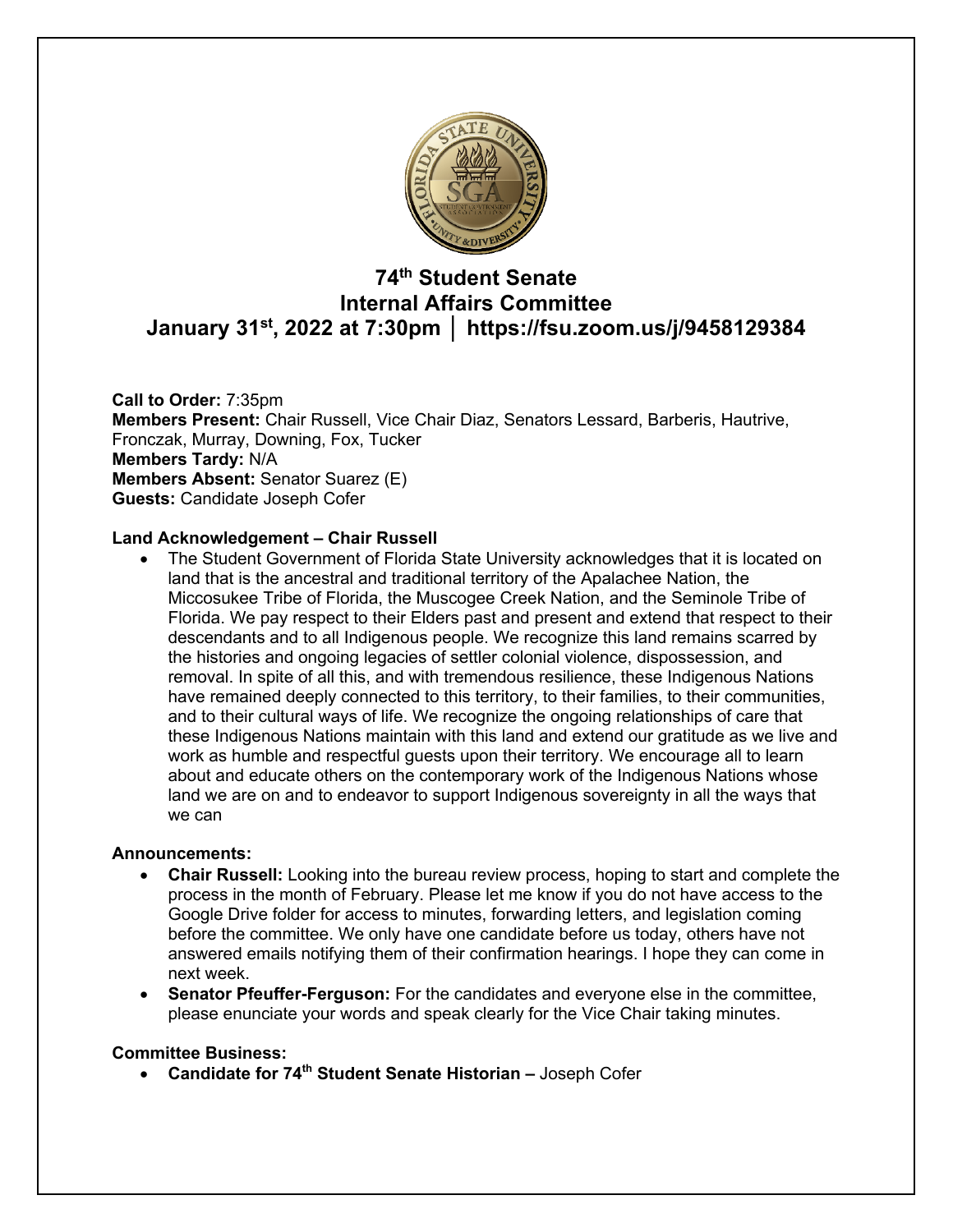# 74th Student Senate
# Internal Affairs Committee
# January 31st, 2022 at 7:30pm │ https://fsu.zoom.us/j/9458129384

**Call to Order:** 7:35pm
**Members Present:** Chair Russell, Vice Chair Diaz, Senators Lessard, Barberis, Hautrive, Fronczak, Murray, Downing, Fox, Tucker
**Members Tardy:** N/A
**Members Absent:** Senator Suarez (E)
**Guests:** Candidate Joseph Cofer

**Land Acknowledgement – Chair Russell**

- The Student Government of Florida State University acknowledges that it is located on land that is the ancestral and traditional territory of the Apalachee Nation, the Miccosukee Tribe of Florida, the Muscogee Creek Nation, and the Seminole Tribe of Florida. We pay respect to their Elders past and present and extend that respect to their descendants and to all Indigenous people. We recognize this land remains scarred by the histories and ongoing legacies of settler colonial violence, dispossession, and removal. In spite of all this, and with tremendous resilience, these Indigenous Nations have remained deeply connected to this territory, to their families, to their communities, and to their cultural ways of life. We recognize the ongoing relationships of care that these Indigenous Nations maintain with this land and extend our gratitude as we live and work as humble and respectful guests upon their territory. We encourage all to learn about and educate others on the contemporary work of the Indigenous Nations whose land we are on and to endeavor to support Indigenous sovereignty in all the ways that we can

**Announcements:**

- **Chair Russell:** Looking into the bureau review process, hoping to start and complete the process in the month of February. Please let me know if you do not have access to the Google Drive folder for access to minutes, forwarding letters, and legislation coming before the committee. We only have one candidate before us today, others have not answered emails notifying them of their confirmation hearings. I hope they can come in next week.
- **Senator Pfeuffer-Ferguson:** For the candidates and everyone else in the committee, please enunciate your words and speak clearly for the Vice Chair taking minutes.

**Committee Business:**

- **Candidate for 74th Student Senate Historian –** Joseph Cofer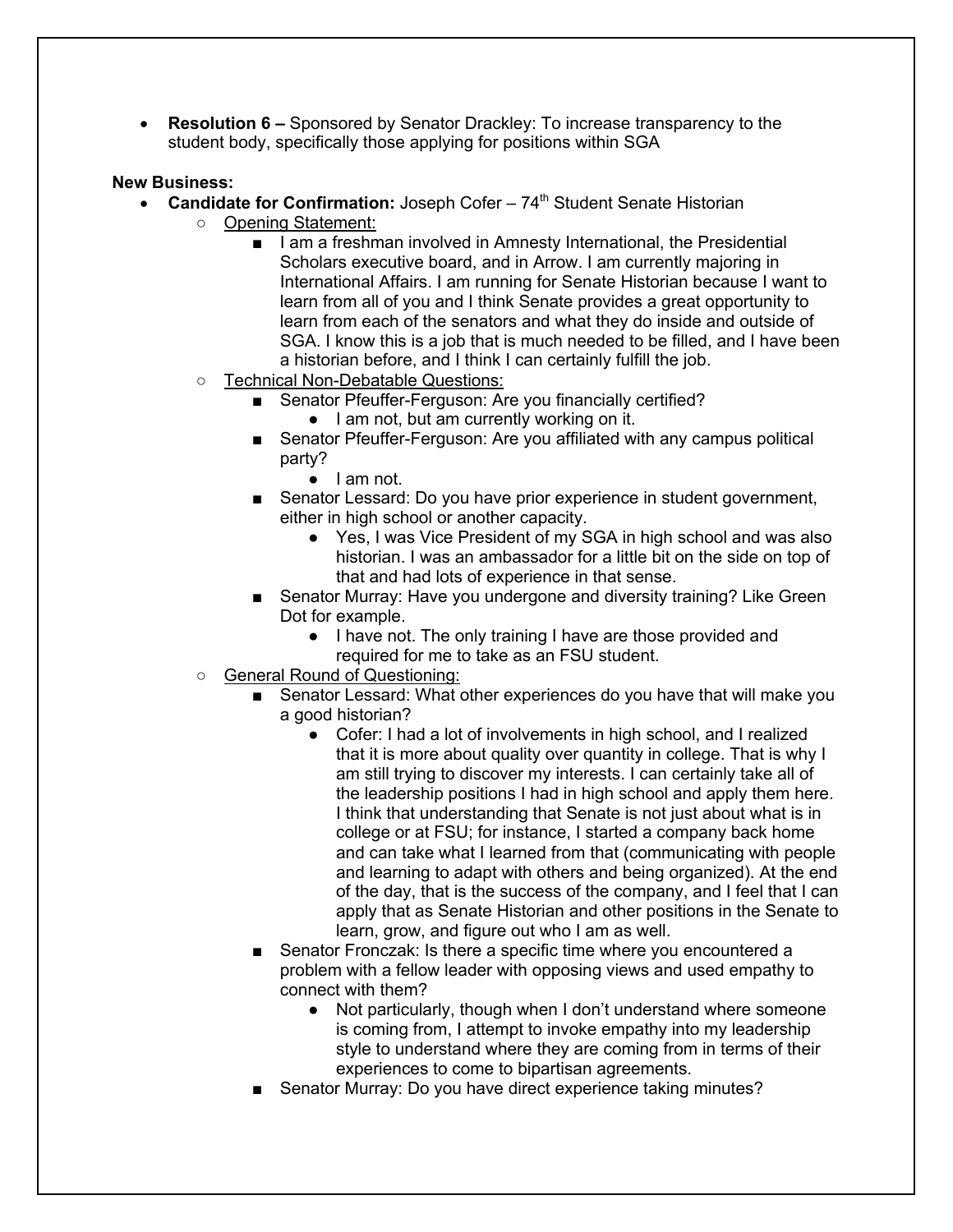- **Resolution 6 –** Sponsored by Senator Drackley: To increase transparency to the student body, specifically those applying for positions within SGA

**New Business:**

- **Candidate for Confirmation:** Joseph Cofer – 74th Student Senate Historian
  - Opening Statement:
    - I am a freshman involved in Amnesty International, the Presidential Scholars executive board, and in Arrow. I am currently majoring in International Affairs. I am running for Senate Historian because I want to learn from all of you and I think Senate provides a great opportunity to learn from each of the senators and what they do inside and outside of SGA. I know this is a job that is much needed to be filled, and I have been a historian before, and I think I can certainly fulfill the job.
  - Technical Non-Debatable Questions:
    - Senator Pfeuffer-Ferguson: Are you financially certified?
      - I am not, but am currently working on it.
    - Senator Pfeuffer-Ferguson: Are you affiliated with any campus political party?
      - I am not.
    - Senator Lessard: Do you have prior experience in student government, either in high school or another capacity.
      - Yes, I was Vice President of my SGA in high school and was also historian. I was an ambassador for a little bit on the side on top of that and had lots of experience in that sense.
    - Senator Murray: Have you undergone and diversity training? Like Green Dot for example.
      - I have not. The only training I have are those provided and required for me to take as an FSU student.
  - General Round of Questioning:
    - Senator Lessard: What other experiences do you have that will make you a good historian?
      - Cofer: I had a lot of involvements in high school, and I realized that it is more about quality over quantity in college. That is why I am still trying to discover my interests. I can certainly take all of the leadership positions I had in high school and apply them here. I think that understanding that Senate is not just about what is in college or at FSU; for instance, I started a company back home and can take what I learned from that (communicating with people and learning to adapt with others and being organized). At the end of the day, that is the success of the company, and I feel that I can apply that as Senate Historian and other positions in the Senate to learn, grow, and figure out who I am as well.
    - Senator Fronczak: Is there a specific time where you encountered a problem with a fellow leader with opposing views and used empathy to connect with them?
      - Not particularly, though when I don't understand where someone is coming from, I attempt to invoke empathy into my leadership style to understand where they are coming from in terms of their experiences to come to bipartisan agreements.
    - Senator Murray: Do you have direct experience taking minutes?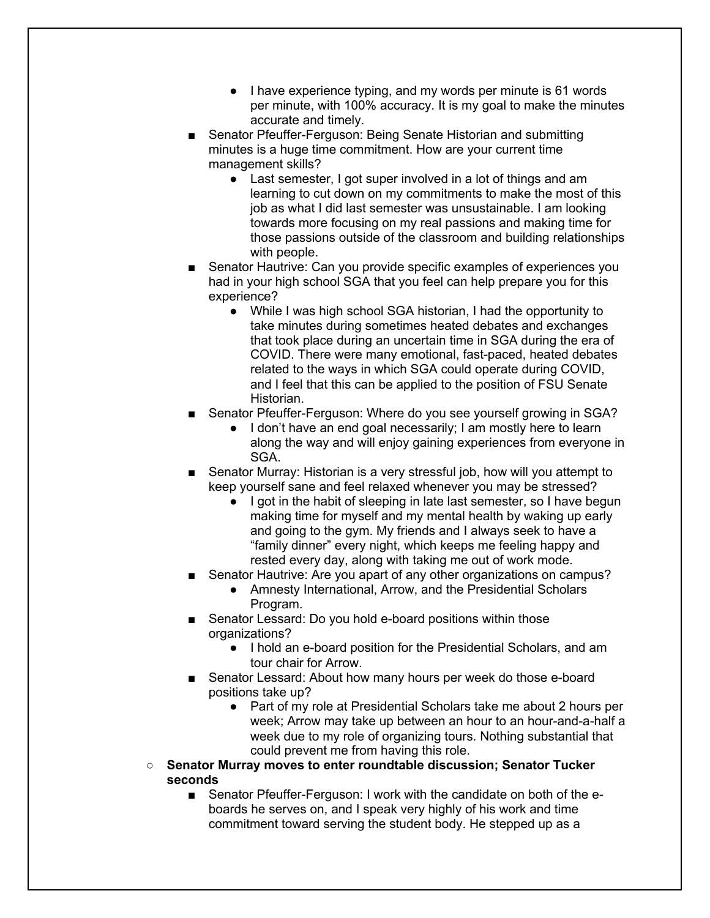- I have experience typing, and my words per minute is 61 words per minute, with 100% accuracy. It is my goal to make the minutes accurate and timely.
        - Senator Pfeuffer-Ferguson: Being Senate Historian and submitting minutes is a huge time commitment. How are your current time management skills?
            - Last semester, I got super involved in a lot of things and am learning to cut down on my commitments to make the most of this job as what I did last semester was unsustainable. I am looking towards more focusing on my real passions and making time for those passions outside of the classroom and building relationships with people.
        - Senator Hautrive: Can you provide specific examples of experiences you had in your high school SGA that you feel can help prepare you for this experience?
            - While I was high school SGA historian, I had the opportunity to take minutes during sometimes heated debates and exchanges that took place during an uncertain time in SGA during the era of COVID. There were many emotional, fast-paced, heated debates related to the ways in which SGA could operate during COVID, and I feel that this can be applied to the position of FSU Senate Historian.
        - Senator Pfeuffer-Ferguson: Where do you see yourself growing in SGA?
            - I don't have an end goal necessarily; I am mostly here to learn along the way and will enjoy gaining experiences from everyone in SGA.
        - Senator Murray: Historian is a very stressful job, how will you attempt to keep yourself sane and feel relaxed whenever you may be stressed?
            - I got in the habit of sleeping in late last semester, so I have begun making time for myself and my mental health by waking up early and going to the gym. My friends and I always seek to have a "family dinner" every night, which keeps me feeling happy and rested every day, along with taking me out of work mode.
        - Senator Hautrive: Are you apart of any other organizations on campus?
            - Amnesty International, Arrow, and the Presidential Scholars Program.
        - Senator Lessard: Do you hold e-board positions within those organizations?
            - I hold an e-board position for the Presidential Scholars, and am tour chair for Arrow.
        - Senator Lessard: About how many hours per week do those e-board positions take up?
            - Part of my role at Presidential Scholars take me about 2 hours per week; Arrow may take up between an hour to an hour-and-a-half a week due to my role of organizing tours. Nothing substantial that could prevent me from having this role.
    - **Senator Murray moves to enter roundtable discussion; Senator Tucker seconds**
        - Senator Pfeuffer-Ferguson: I work with the candidate on both of the e-boards he serves on, and I speak very highly of his work and time commitment toward serving the student body. He stepped up as a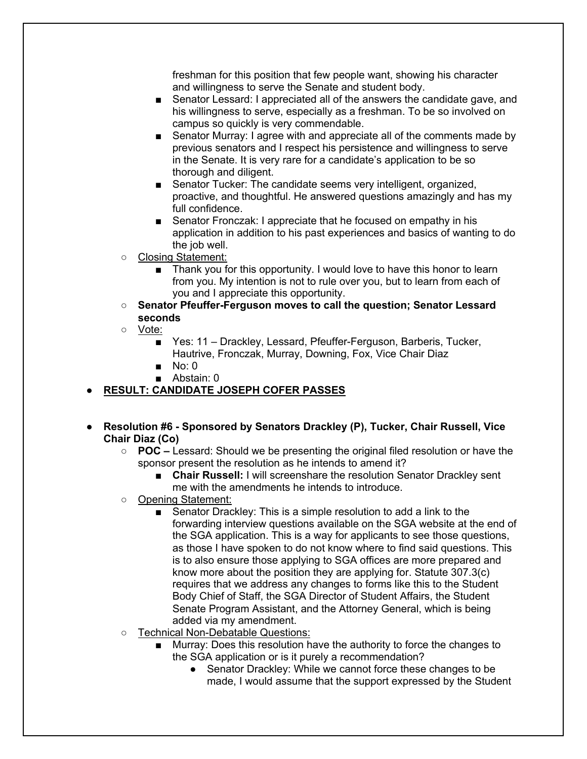freshman for this position that few people want, showing his character and willingness to serve the Senate and student body.

- Senator Lessard: I appreciated all of the answers the candidate gave, and his willingness to serve, especially as a freshman. To be so involved on campus so quickly is very commendable.
- Senator Murray: I agree with and appreciate all of the comments made by previous senators and I respect his persistence and willingness to serve in the Senate. It is very rare for a candidate's application to be so thorough and diligent.
- Senator Tucker: The candidate seems very intelligent, organized, proactive, and thoughtful. He answered questions amazingly and has my full confidence.
- Senator Fronczak: I appreciate that he focused on empathy in his application in addition to his past experiences and basics of wanting to do the job well.

- Closing Statement:
  - Thank you for this opportunity. I would love to have this honor to learn from you. My intention is not to rule over you, but to learn from each of you and I appreciate this opportunity.
- **Senator Pfeuffer-Ferguson moves to call the question; Senator Lessard seconds**
- Vote:
  - Yes: 11 – Drackley, Lessard, Pfeuffer-Ferguson, Barberis, Tucker, Hautrive, Fronczak, Murray, Downing, Fox, Vice Chair Diaz
  - No: 0
  - Abstain: 0

- **RESULT: CANDIDATE JOSEPH COFER PASSES**

- **Resolution #6 - Sponsored by Senators Drackley (P), Tucker, Chair Russell, Vice Chair Diaz (Co)**
  - **POC –** Lessard: Should we be presenting the original filed resolution or have the sponsor present the resolution as he intends to amend it?
    - **Chair Russell:** I will screenshare the resolution Senator Drackley sent me with the amendments he intends to introduce.
  - Opening Statement:
    - Senator Drackley: This is a simple resolution to add a link to the forwarding interview questions available on the SGA website at the end of the SGA application. This is a way for applicants to see those questions, as those I have spoken to do not know where to find said questions. This is to also ensure those applying to SGA offices are more prepared and know more about the position they are applying for. Statute 307.3(c) requires that we address any changes to forms like this to the Student Body Chief of Staff, the SGA Director of Student Affairs, the Student Senate Program Assistant, and the Attorney General, which is being added via my amendment.
  - Technical Non-Debatable Questions:
    - Murray: Does this resolution have the authority to force the changes to the SGA application or is it purely a recommendation?
      - Senator Drackley: While we cannot force these changes to be made, I would assume that the support expressed by the Student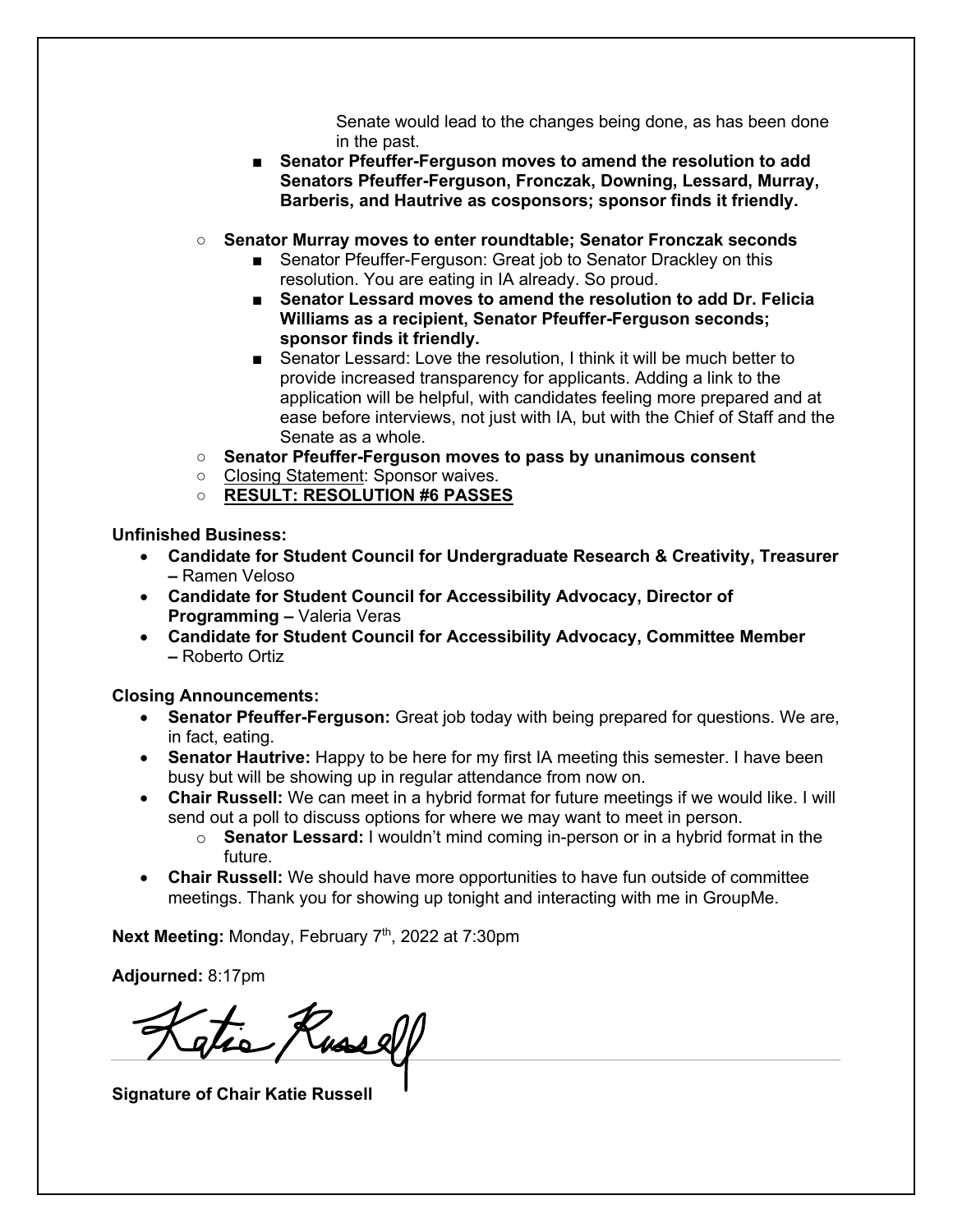Senate would lead to the changes being done, as has been done in the past.

- **Senator Pfeuffer-Ferguson moves to amend the resolution to add Senators Pfeuffer-Ferguson, Fronczak, Downing, Lessard, Murray, Barberis, and Hautrive as cosponsors; sponsor finds it friendly.**

- **Senator Murray moves to enter roundtable; Senator Fronczak seconds**
  - Senator Pfeuffer-Ferguson: Great job to Senator Drackley on this resolution. You are eating in IA already. So proud.
  - **Senator Lessard moves to amend the resolution to add Dr. Felicia Williams as a recipient, Senator Pfeuffer-Ferguson seconds; sponsor finds it friendly.**
  - Senator Lessard: Love the resolution, I think it will be much better to provide increased transparency for applicants. Adding a link to the application will be helpful, with candidates feeling more prepared and at ease before interviews, not just with IA, but with the Chief of Staff and the Senate as a whole.
- **Senator Pfeuffer-Ferguson moves to pass by unanimous consent**
- Closing Statement: Sponsor waives.
- **RESULT: RESOLUTION #6 PASSES**

**Unfinished Business:**

- **Candidate for Student Council for Undergraduate Research & Creativity, Treasurer –** Ramen Veloso
- **Candidate for Student Council for Accessibility Advocacy, Director of Programming –** Valeria Veras
- **Candidate for Student Council for Accessibility Advocacy, Committee Member –** Roberto Ortiz

**Closing Announcements:**

- **Senator Pfeuffer-Ferguson:** Great job today with being prepared for questions. We are, in fact, eating.
- **Senator Hautrive:** Happy to be here for my first IA meeting this semester. I have been busy but will be showing up in regular attendance from now on.
- **Chair Russell:** We can meet in a hybrid format for future meetings if we would like. I will send out a poll to discuss options for where we may want to meet in person.
  - **Senator Lessard:** I wouldn't mind coming in-person or in a hybrid format in the future.
- **Chair Russell:** We should have more opportunities to have fun outside of committee meetings. Thank you for showing up tonight and interacting with me in GroupMe.

**Next Meeting:** Monday, February 7th, 2022 at 7:30pm

**Adjourned:** 8:17pm

Katie Russell

**Signature of Chair Katie Russell**